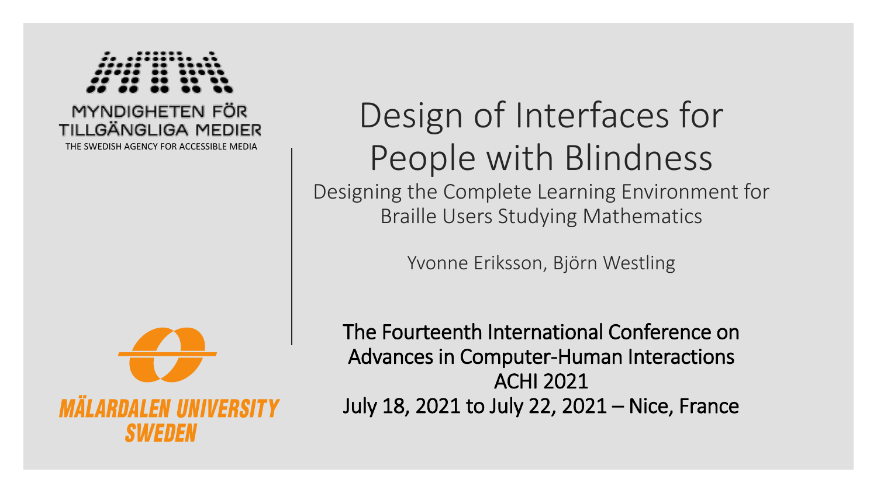MYNDIGHETEN FÖR TILLGÄNGLIGA MEDIER

THE SWEDISH AGENCY FOR ACCESSIBLE MEDIA

# Design of Interfaces for People with Blindness

## Designing the Complete Learning Environment for Braille Users Studying Mathematics

Yvonne Eriksson, Björn Westling

The Fourteenth International Conference on Advances in Computer-Human Interactions
ACHI 2021
July 18, 2021 to July 22, 2021 – Nice, France

MÄLARDALEN UNIVERSITY SWEDEN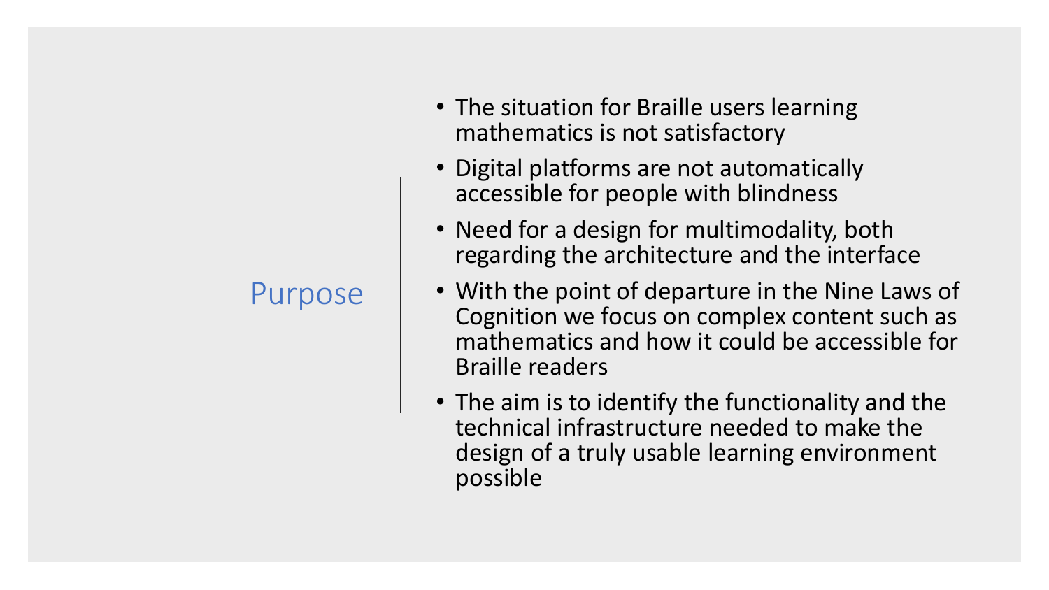## Purpose

- The situation for Braille users learning mathematics is not satisfactory
- Digital platforms are not automatically accessible for people with blindness
- Need for a design for multimodality, both regarding the architecture and the interface
- With the point of departure in the Nine Laws of Cognition we focus on complex content such as mathematics and how it could be accessible for Braille readers
- The aim is to identify the functionality and the technical infrastructure needed to make the design of a truly usable learning environment possible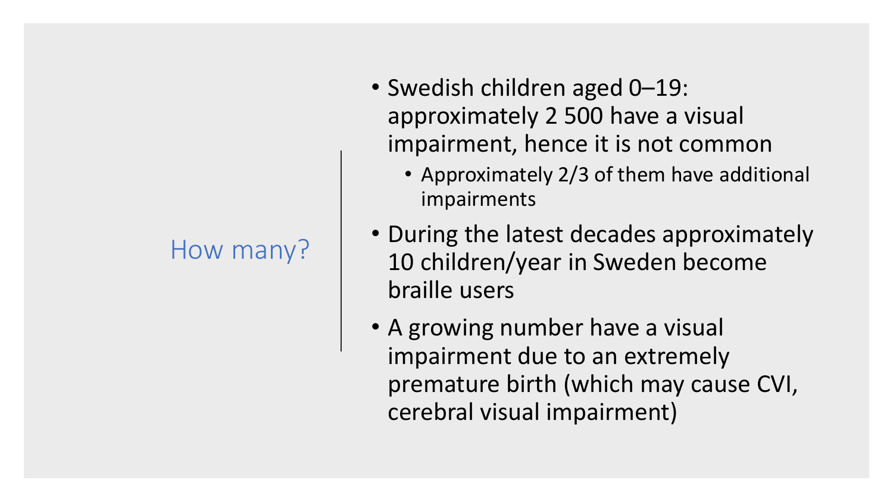## How many?

- Swedish children aged 0–19: approximately 2 500 have a visual impairment, hence it is not common
  - Approximately 2/3 of them have additional impairments
- During the latest decades approximately 10 children/year in Sweden become braille users
- A growing number have a visual impairment due to an extremely premature birth (which may cause CVI, cerebral visual impairment)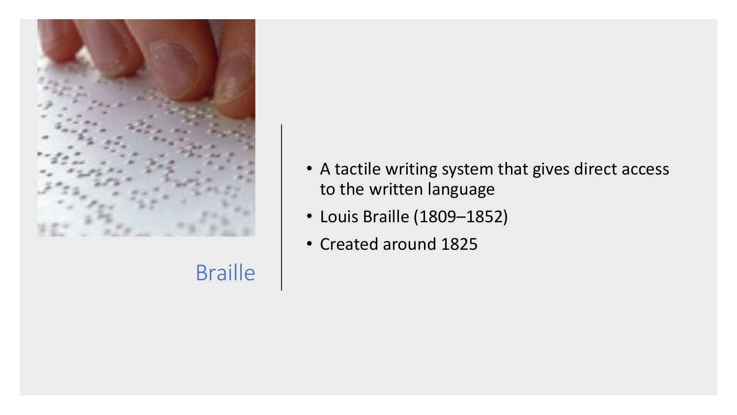# Braille

- A tactile writing system that gives direct access to the written language
- Louis Braille (1809–1852)
- Created around 1825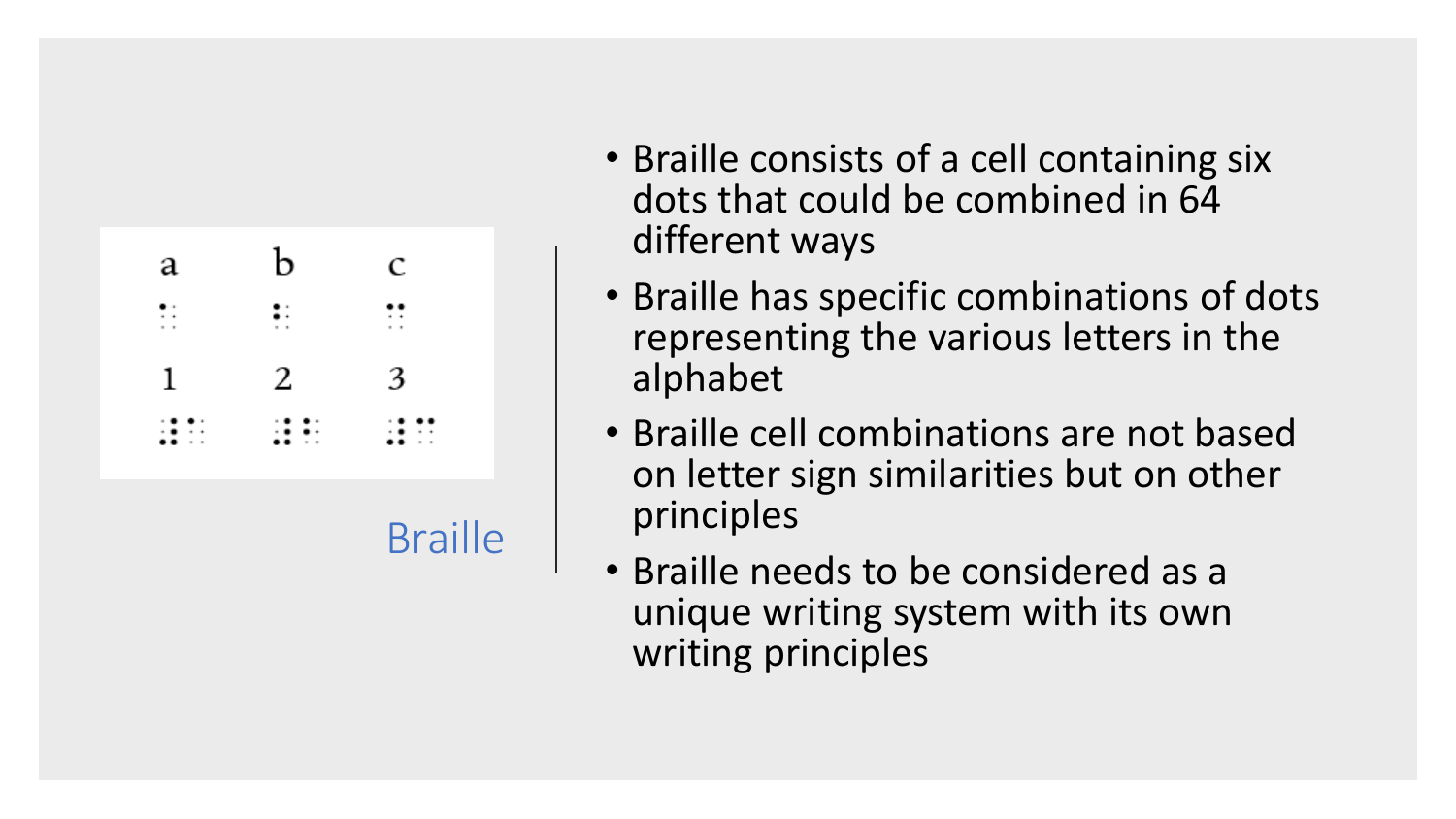# Braille

| a | b | c |
| --- | --- | --- |
| ⠁ | ⠃ | ⠉ |
| **1** | **2** | **3** |
| ⠼⠁ | ⠼⠃ | ⠼⠉ |

- Braille consists of a cell containing six dots that could be combined in 64 different ways
- Braille has specific combinations of dots representing the various letters in the alphabet
- Braille cell combinations are not based on letter sign similarities but on other principles
- Braille needs to be considered as a unique writing system with its own writing principles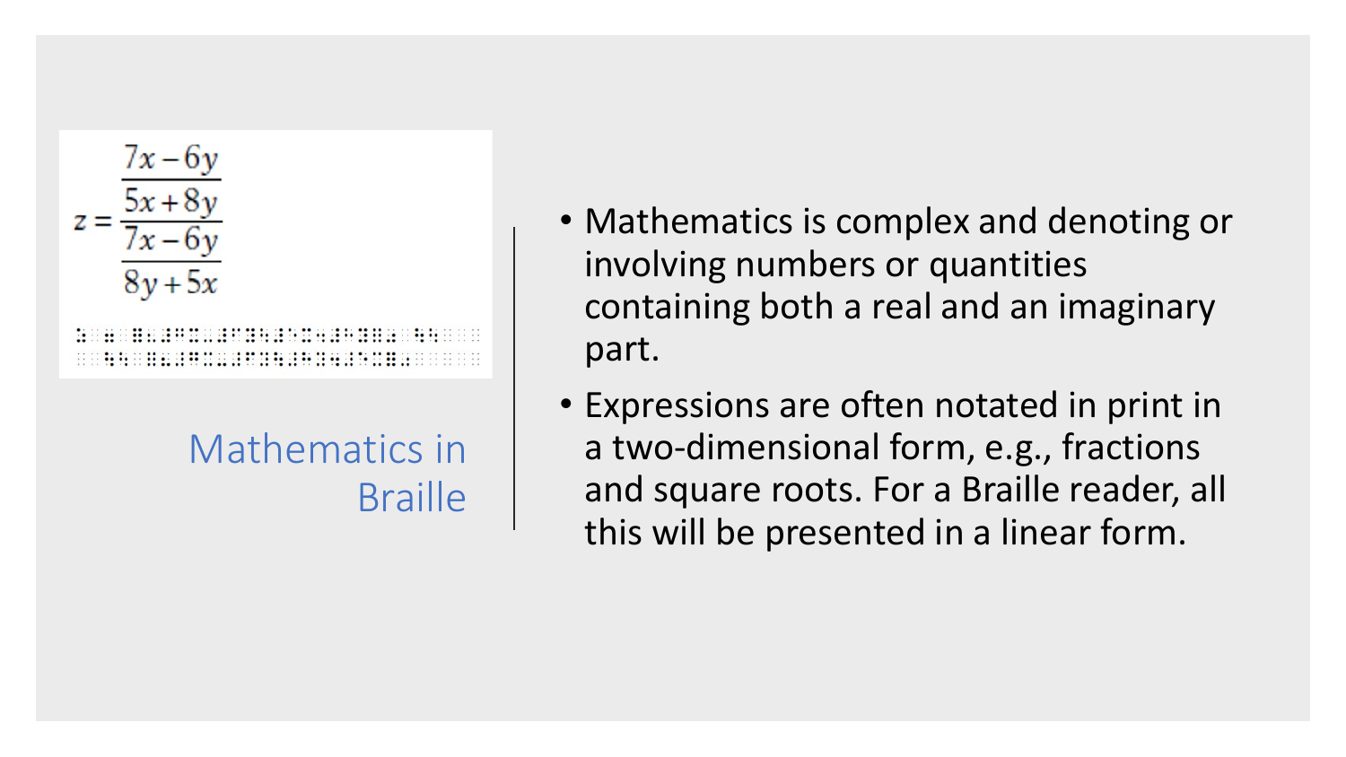$$z = \cfrac{\cfrac{7x-6y}{5x+8y}}{\cfrac{7x-6y}{8y+5x}}$$

# Mathematics in Braille

- Mathematics is complex and denoting or involving numbers or quantities containing both a real and an imaginary part.
- Expressions are often notated in print in a two-dimensional form, e.g., fractions and square roots. For a Braille reader, all this will be presented in a linear form.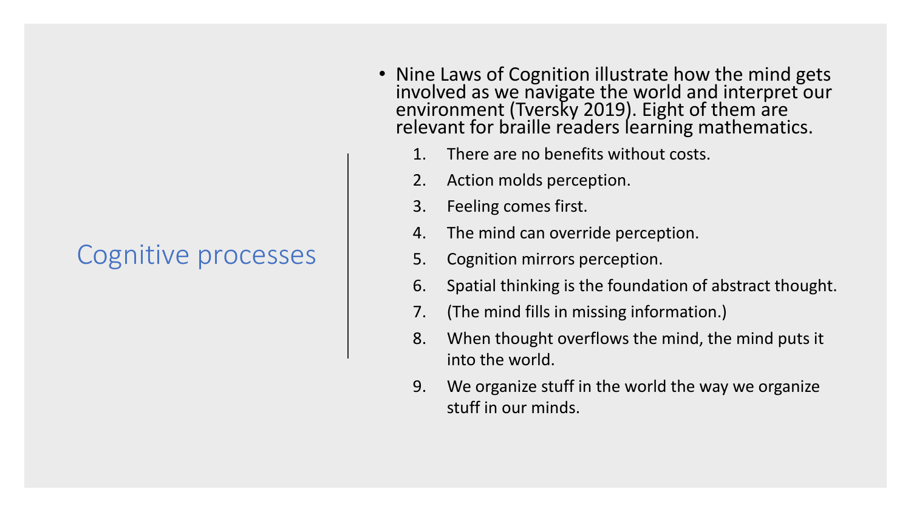# Cognitive processes

- Nine Laws of Cognition illustrate how the mind gets involved as we navigate the world and interpret our environment (Tversky 2019). Eight of them are relevant for braille readers learning mathematics.
  1. There are no benefits without costs.
  2. Action molds perception.
  3. Feeling comes first.
  4. The mind can override perception.
  5. Cognition mirrors perception.
  6. Spatial thinking is the foundation of abstract thought.
  7. (The mind fills in missing information.)
  8. When thought overflows the mind, the mind puts it into the world.
  9. We organize stuff in the world the way we organize stuff in our minds.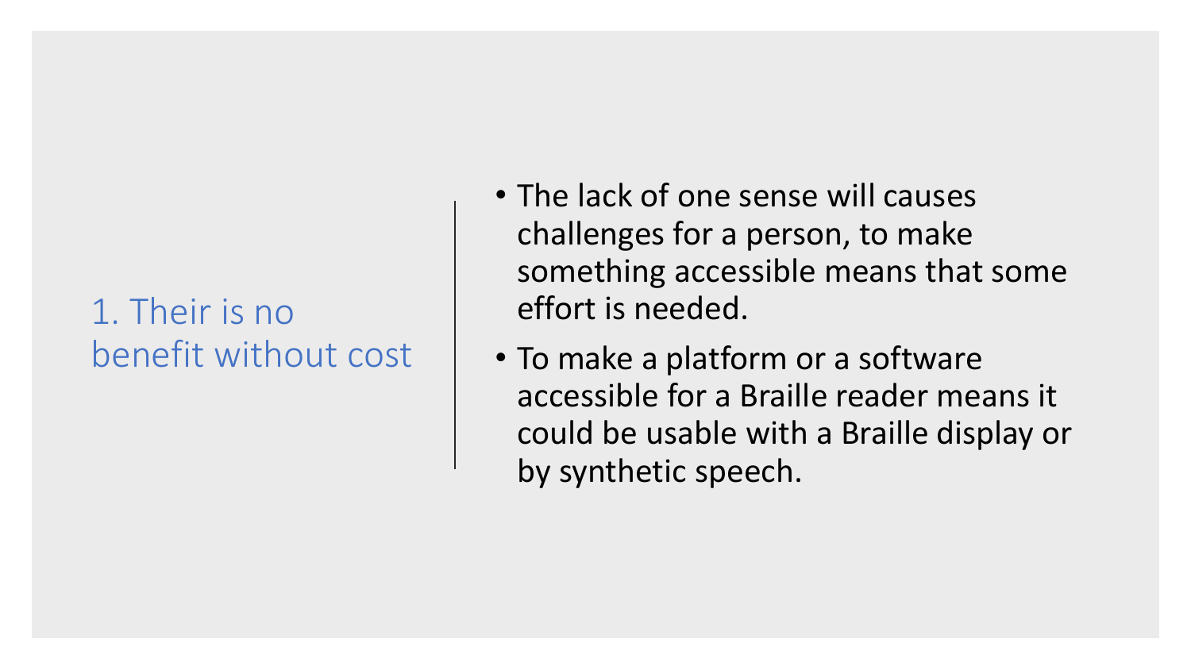## 1. Their is no benefit without cost

- The lack of one sense will causes challenges for a person, to make something accessible means that some effort is needed.
- To make a platform or a software accessible for a Braille reader means it could be usable with a Braille display or by synthetic speech.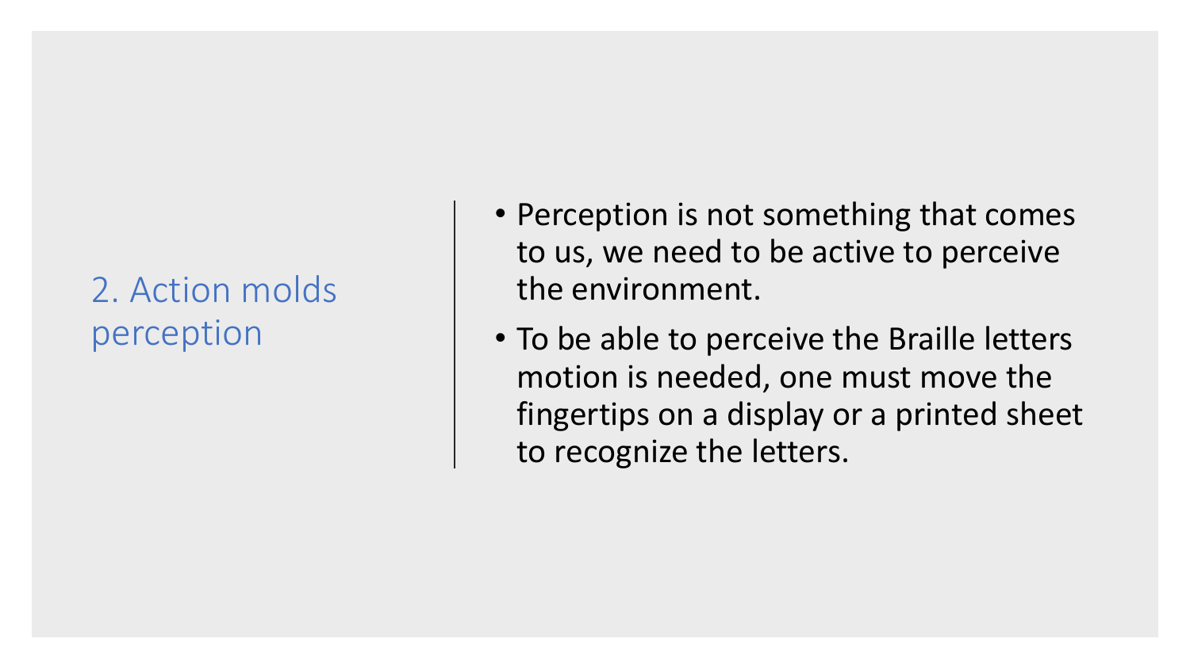## 2. Action molds perception

- Perception is not something that comes to us, we need to be active to perceive the environment.
- To be able to perceive the Braille letters motion is needed, one must move the fingertips on a display or a printed sheet to recognize the letters.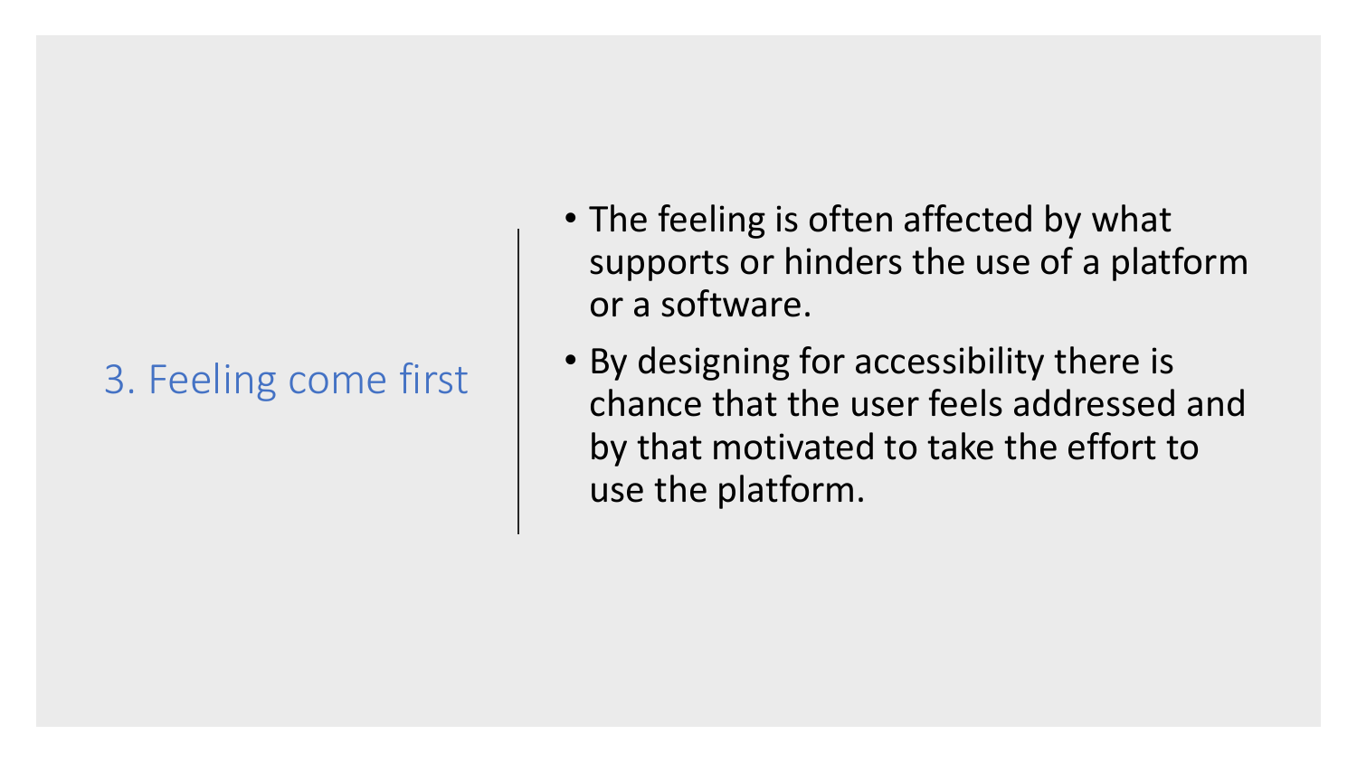## 3. Feeling come first

- The feeling is often affected by what supports or hinders the use of a platform or a software.
- By designing for accessibility there is chance that the user feels addressed and by that motivated to take the effort to use the platform.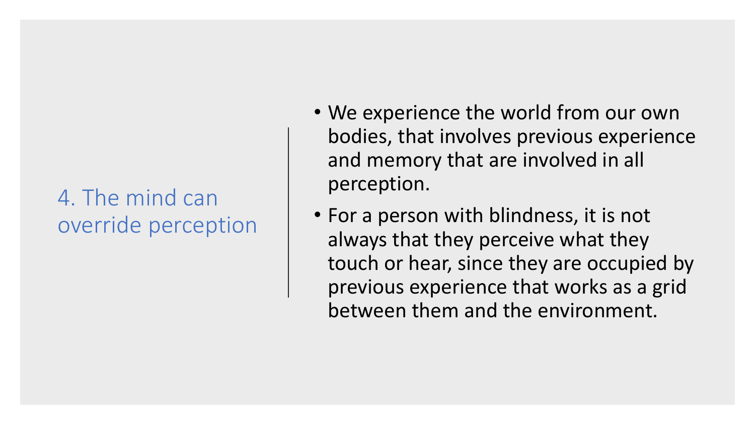## 4. The mind can override perception

- We experience the world from our own bodies, that involves previous experience and memory that are involved in all perception.
- For a person with blindness, it is not always that they perceive what they touch or hear, since they are occupied by previous experience that works as a grid between them and the environment.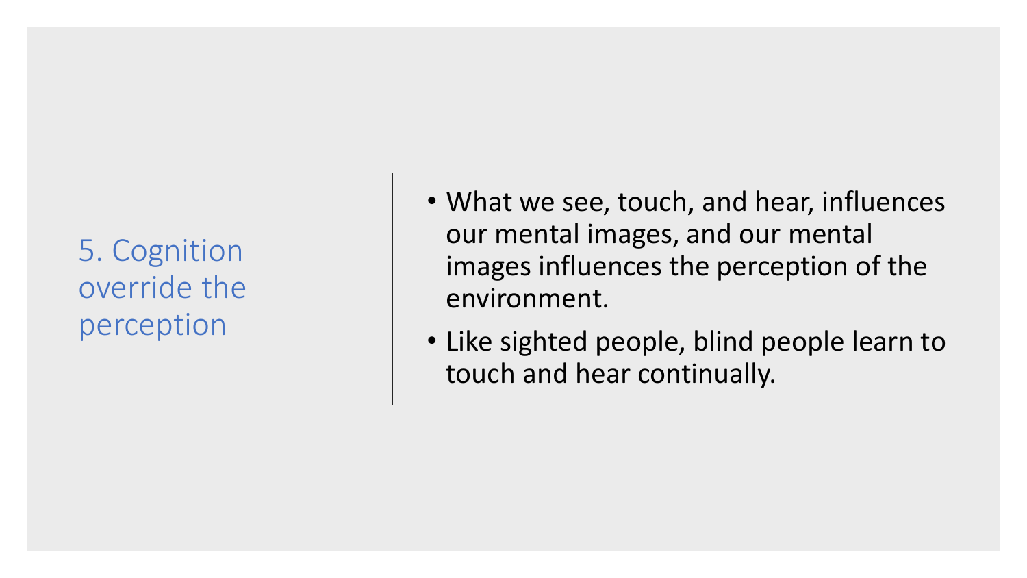## 5. Cognition override the perception

- What we see, touch, and hear, influences our mental images, and our mental images influences the perception of the environment.
- Like sighted people, blind people learn to touch and hear continually.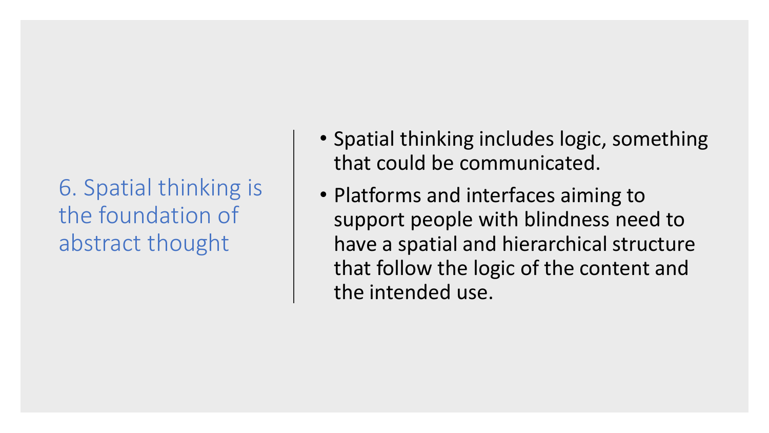## 6. Spatial thinking is the foundation of abstract thought

- Spatial thinking includes logic, something that could be communicated.
- Platforms and interfaces aiming to support people with blindness need to have a spatial and hierarchical structure that follow the logic of the content and the intended use.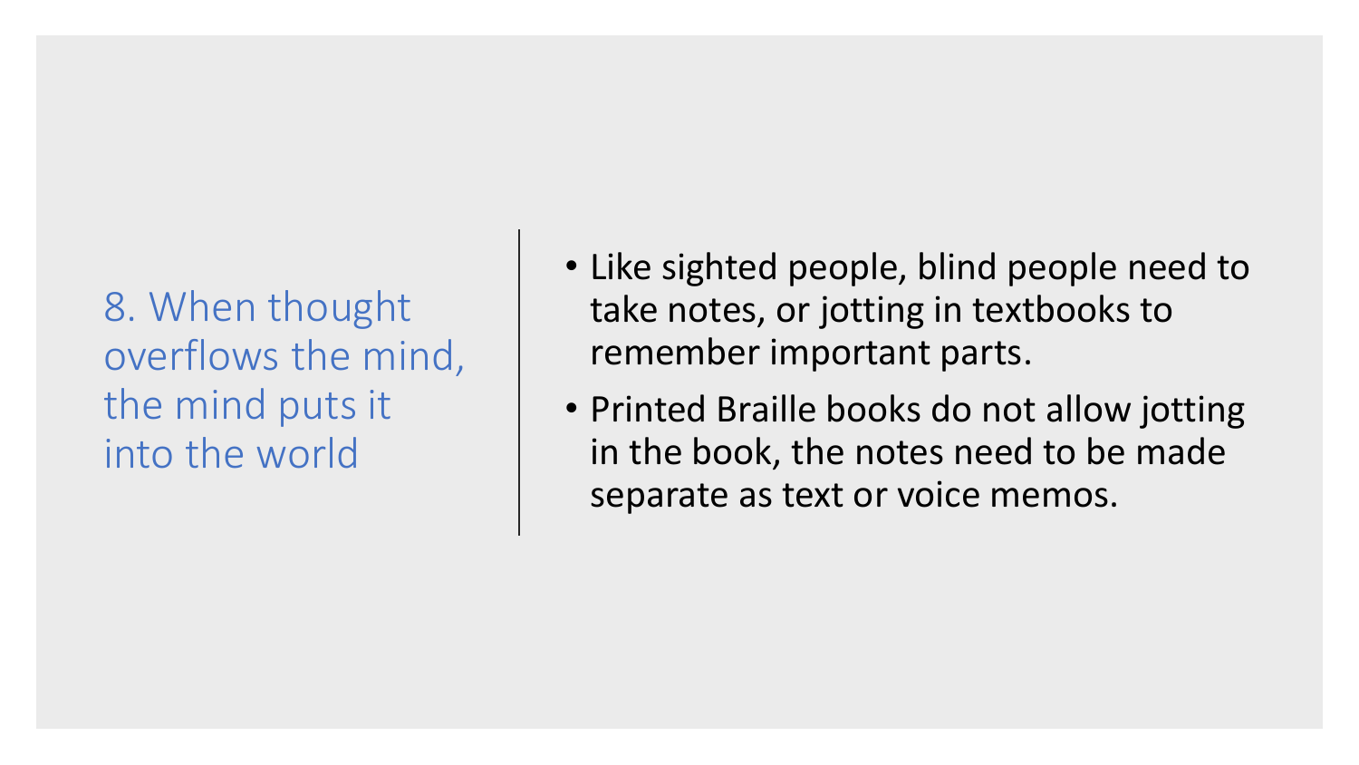## 8. When thought overflows the mind, the mind puts it into the world

- Like sighted people, blind people need to take notes, or jotting in textbooks to remember important parts.
- Printed Braille books do not allow jotting in the book, the notes need to be made separate as text or voice memos.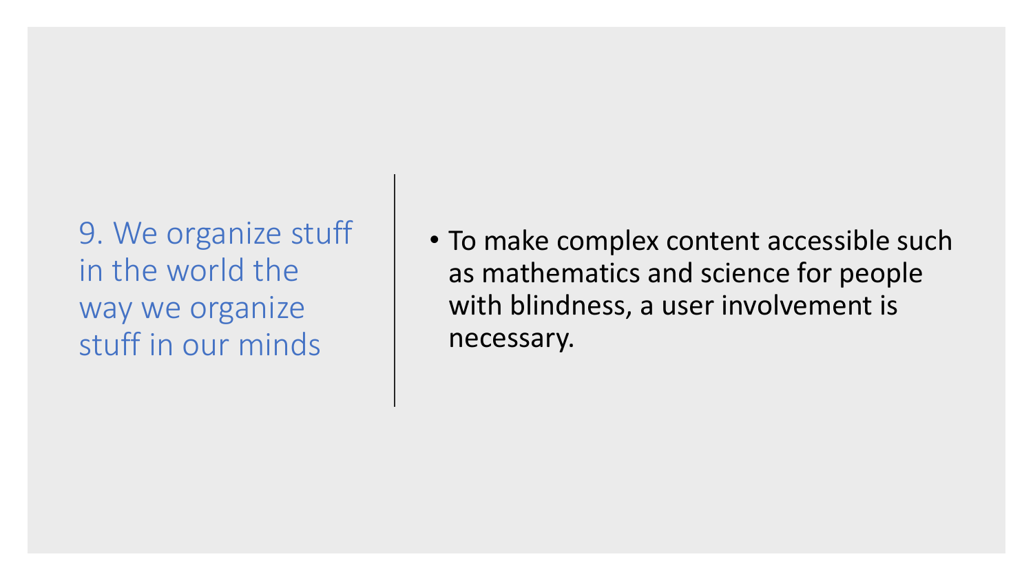## 9. We organize stuff in the world the way we organize stuff in our minds

- To make complex content accessible such as mathematics and science for people with blindness, a user involvement is necessary.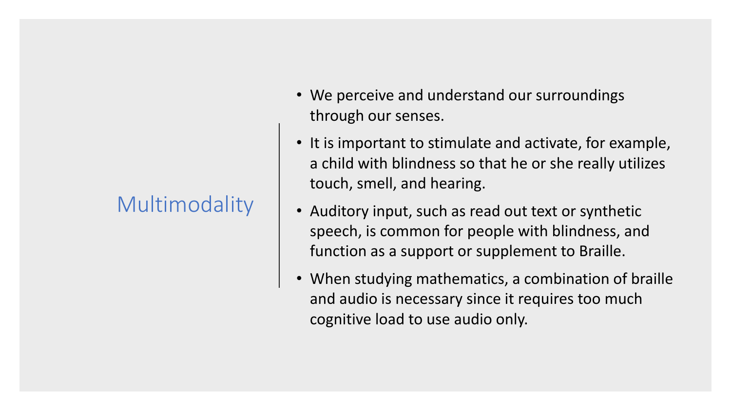# Multimodality

- We perceive and understand our surroundings through our senses.
- It is important to stimulate and activate, for example, a child with blindness so that he or she really utilizes touch, smell, and hearing.
- Auditory input, such as read out text or synthetic speech, is common for people with blindness, and function as a support or supplement to Braille.
- When studying mathematics, a combination of braille and audio is necessary since it requires too much cognitive load to use audio only.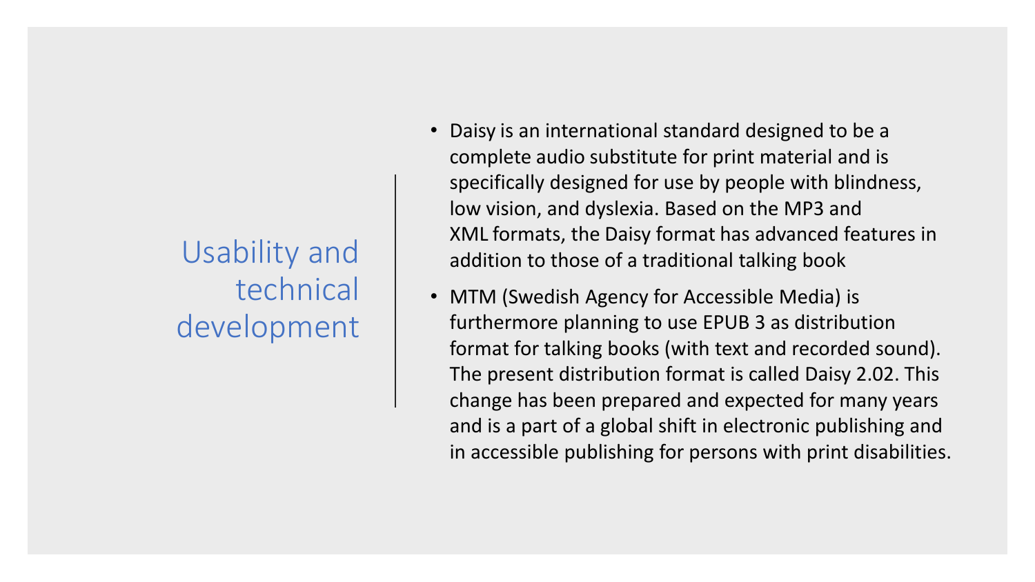# Usability and technical development

- Daisy is an international standard designed to be a complete audio substitute for print material and is specifically designed for use by people with blindness, low vision, and dyslexia. Based on the MP3 and XML formats, the Daisy format has advanced features in addition to those of a traditional talking book
- MTM (Swedish Agency for Accessible Media) is furthermore planning to use EPUB 3 as distribution format for talking books (with text and recorded sound). The present distribution format is called Daisy 2.02. This change has been prepared and expected for many years and is a part of a global shift in electronic publishing and in accessible publishing for persons with print disabilities.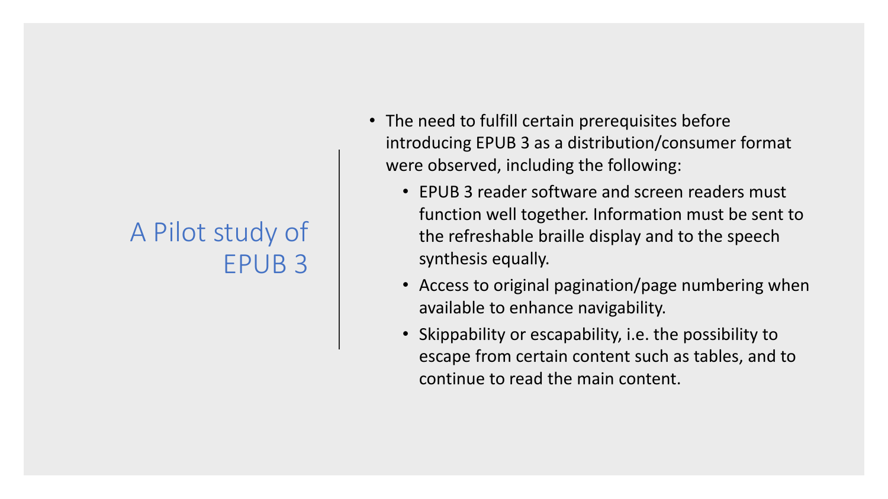# A Pilot study of EPUB 3

- The need to fulfill certain prerequisites before introducing EPUB 3 as a distribution/consumer format were observed, including the following:
  - EPUB 3 reader software and screen readers must function well together. Information must be sent to the refreshable braille display and to the speech synthesis equally.
  - Access to original pagination/page numbering when available to enhance navigability.
  - Skippability or escapability, i.e. the possibility to escape from certain content such as tables, and to continue to read the main content.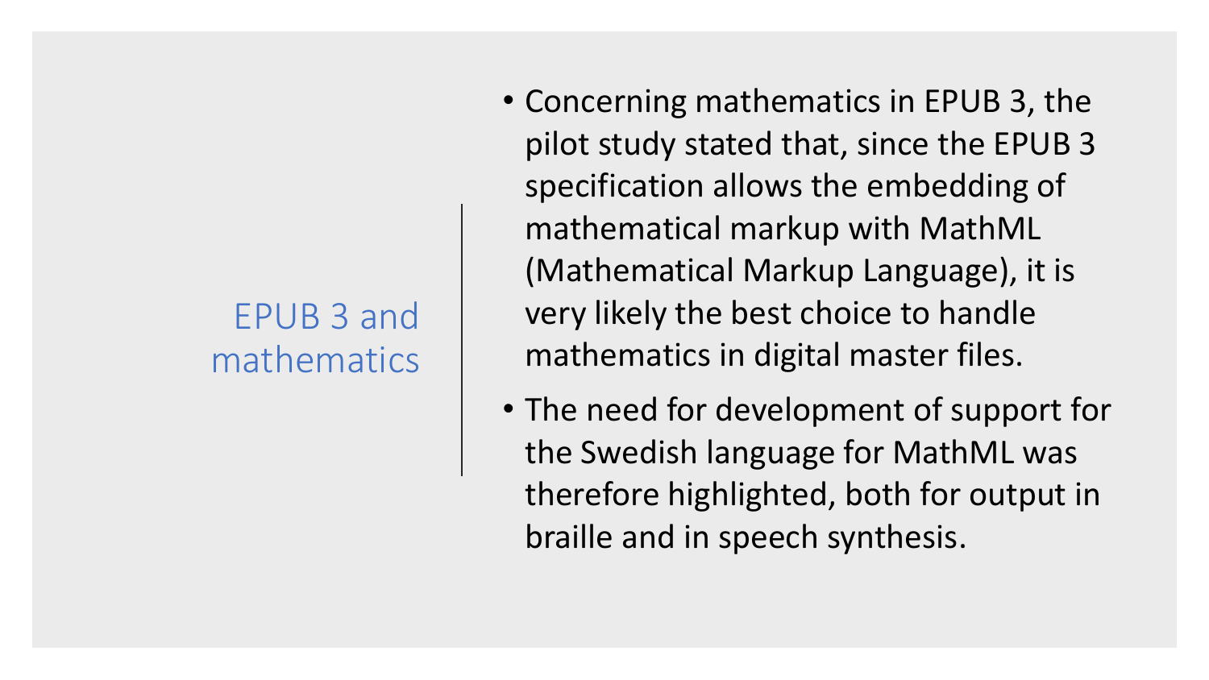## EPUB 3 and mathematics

- Concerning mathematics in EPUB 3, the pilot study stated that, since the EPUB 3 specification allows the embedding of mathematical markup with MathML (Mathematical Markup Language), it is very likely the best choice to handle mathematics in digital master files.
- The need for development of support for the Swedish language for MathML was therefore highlighted, both for output in braille and in speech synthesis.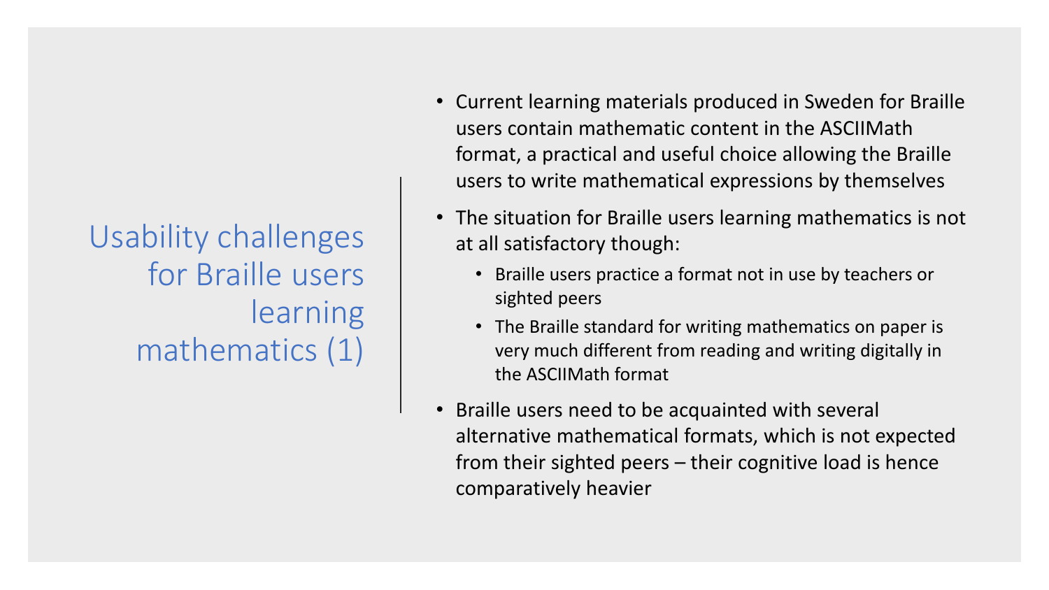# Usability challenges for Braille users learning mathematics (1)

- Current learning materials produced in Sweden for Braille users contain mathematic content in the ASCIIMath format, a practical and useful choice allowing the Braille users to write mathematical expressions by themselves
- The situation for Braille users learning mathematics is not at all satisfactory though:
  - Braille users practice a format not in use by teachers or sighted peers
  - The Braille standard for writing mathematics on paper is very much different from reading and writing digitally in the ASCIIMath format
- Braille users need to be acquainted with several alternative mathematical formats, which is not expected from their sighted peers – their cognitive load is hence comparatively heavier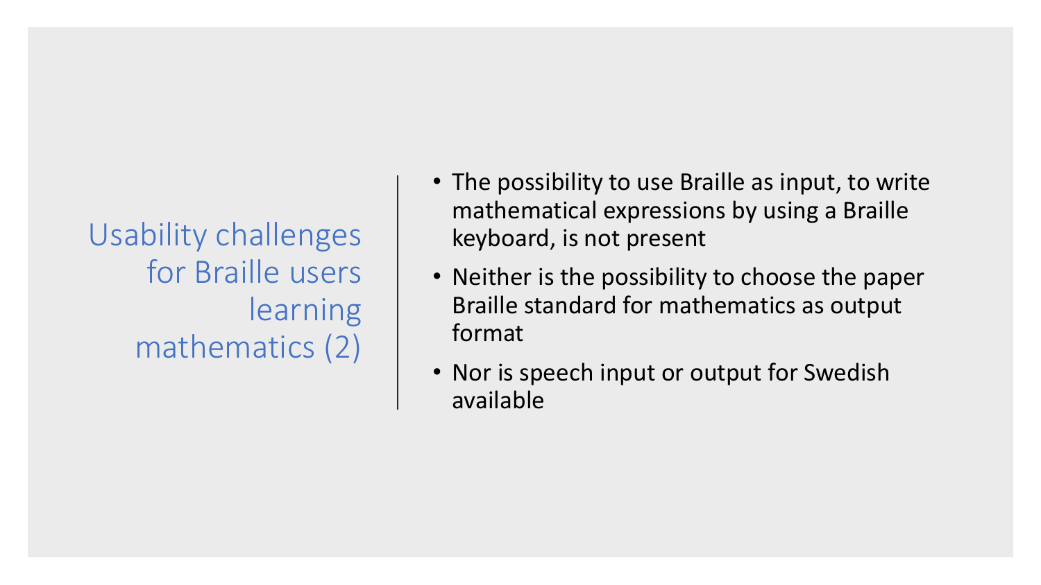# Usability challenges for Braille users learning mathematics (2)

- The possibility to use Braille as input, to write mathematical expressions by using a Braille keyboard, is not present
- Neither is the possibility to choose the paper Braille standard for mathematics as output format
- Nor is speech input or output for Swedish available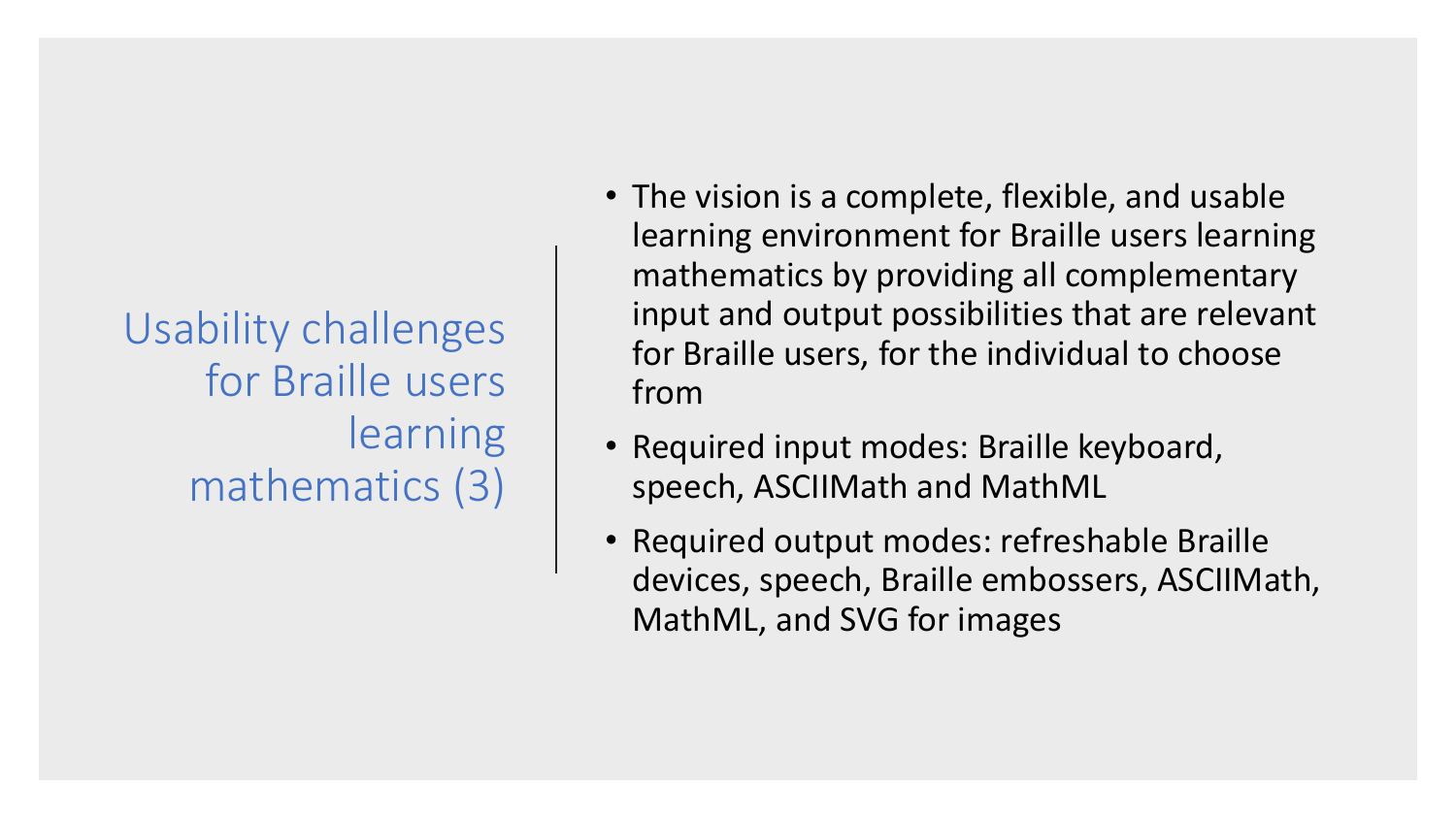# Usability challenges for Braille users learning mathematics (3)

- The vision is a complete, flexible, and usable learning environment for Braille users learning mathematics by providing all complementary input and output possibilities that are relevant for Braille users, for the individual to choose from
- Required input modes: Braille keyboard, speech, ASCIIMath and MathML
- Required output modes: refreshable Braille devices, speech, Braille embossers, ASCIIMath, MathML, and SVG for images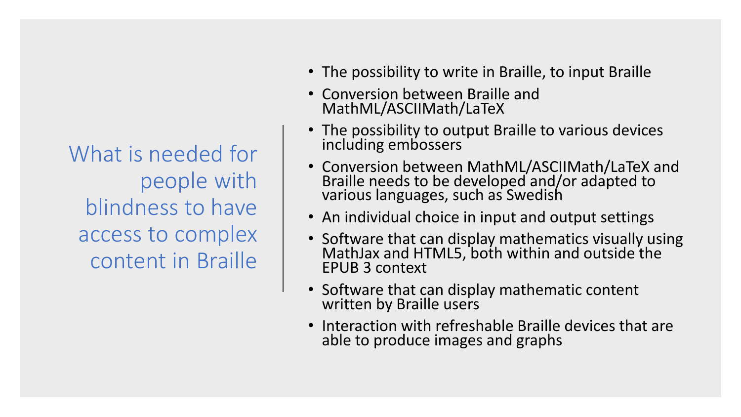# What is needed for people with blindness to have access to complex content in Braille

- The possibility to write in Braille, to input Braille
- Conversion between Braille and MathML/ASCIIMath/LaTeX
- The possibility to output Braille to various devices including embossers
- Conversion between MathML/ASCIIMath/LaTeX and Braille needs to be developed and/or adapted to various languages, such as Swedish
- An individual choice in input and output settings
- Software that can display mathematics visually using MathJax and HTML5, both within and outside the EPUB 3 context
- Software that can display mathematic content written by Braille users
- Interaction with refreshable Braille devices that are able to produce images and graphs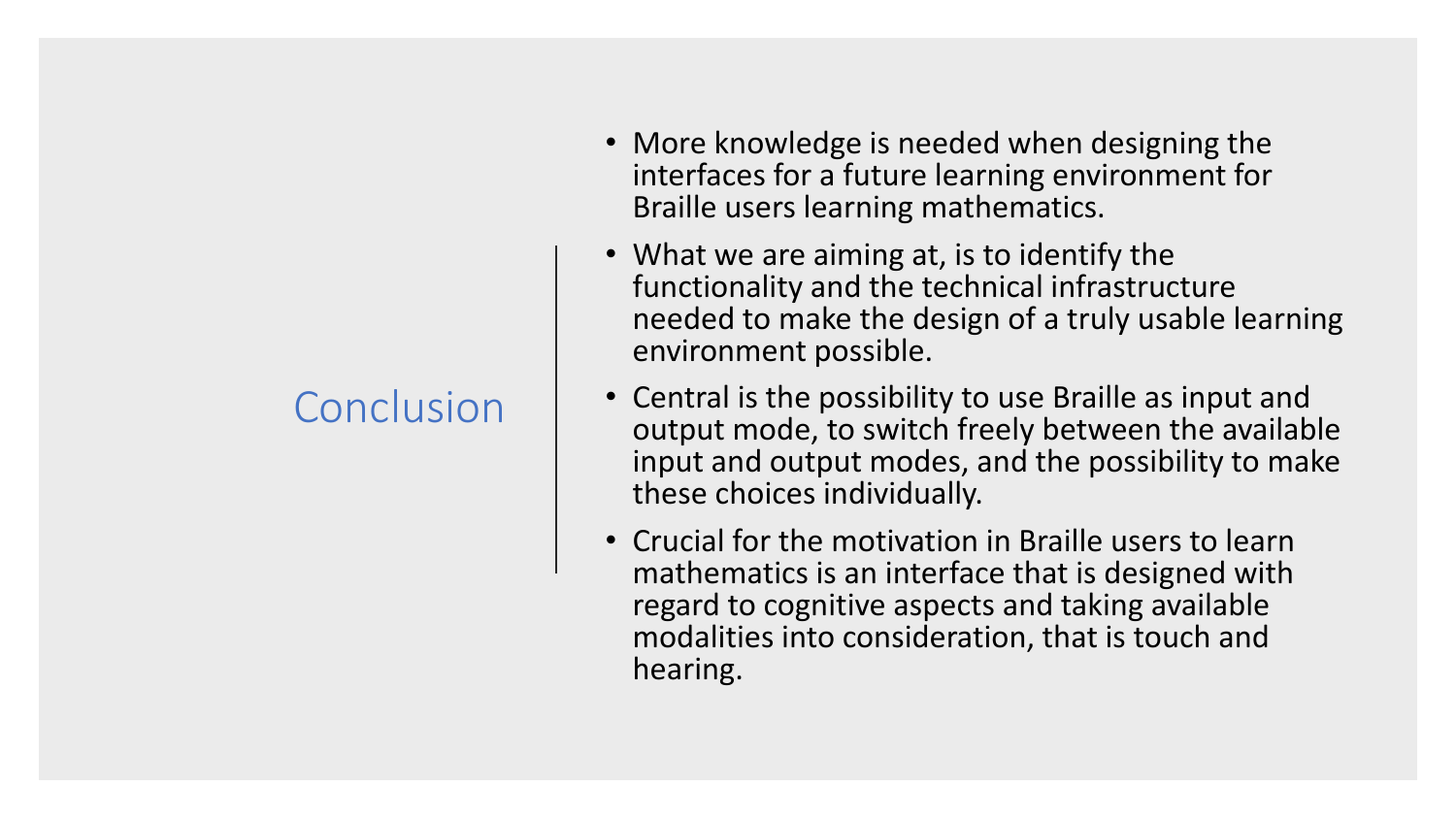# Conclusion

- More knowledge is needed when designing the interfaces for a future learning environment for Braille users learning mathematics.
- What we are aiming at, is to identify the functionality and the technical infrastructure needed to make the design of a truly usable learning environment possible.
- Central is the possibility to use Braille as input and output mode, to switch freely between the available input and output modes, and the possibility to make these choices individually.
- Crucial for the motivation in Braille users to learn mathematics is an interface that is designed with regard to cognitive aspects and taking available modalities into consideration, that is touch and hearing.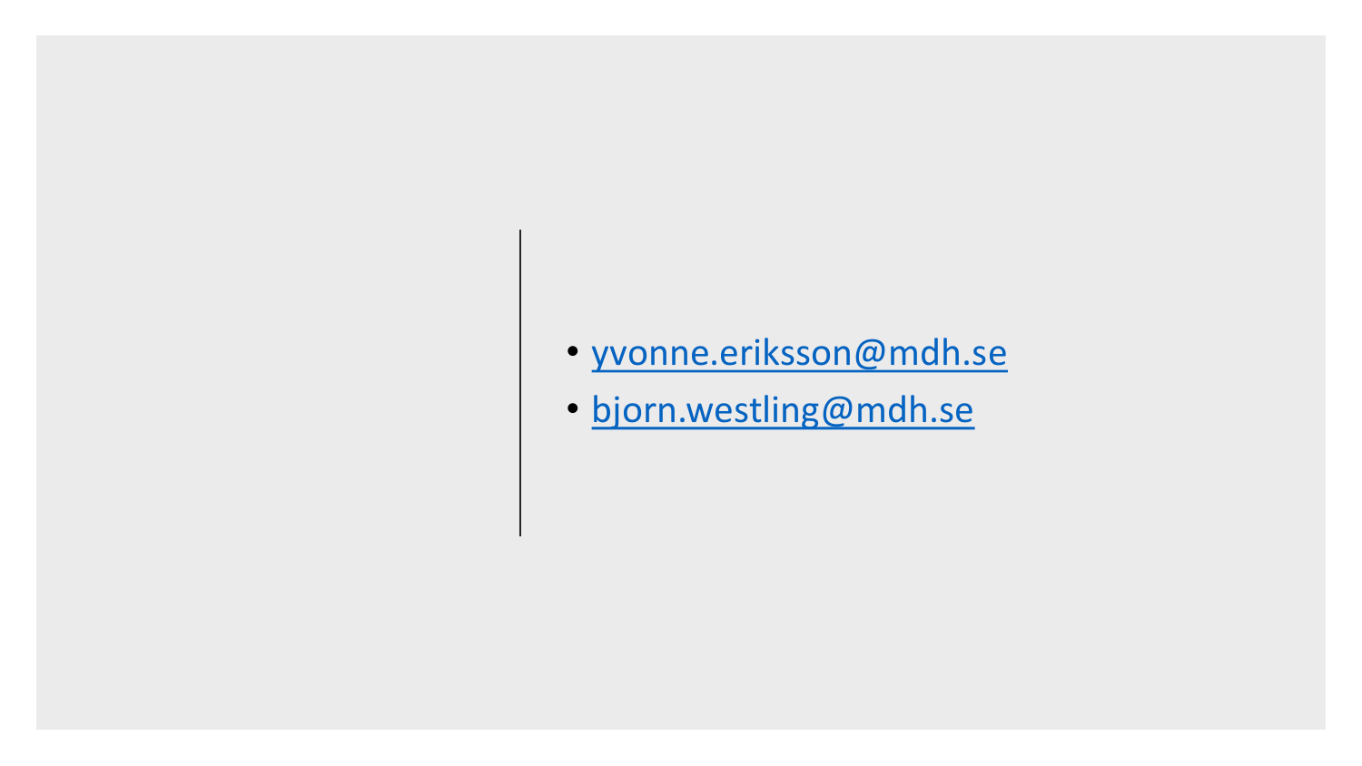- yvonne.eriksson@mdh.se
- bjorn.westling@mdh.se